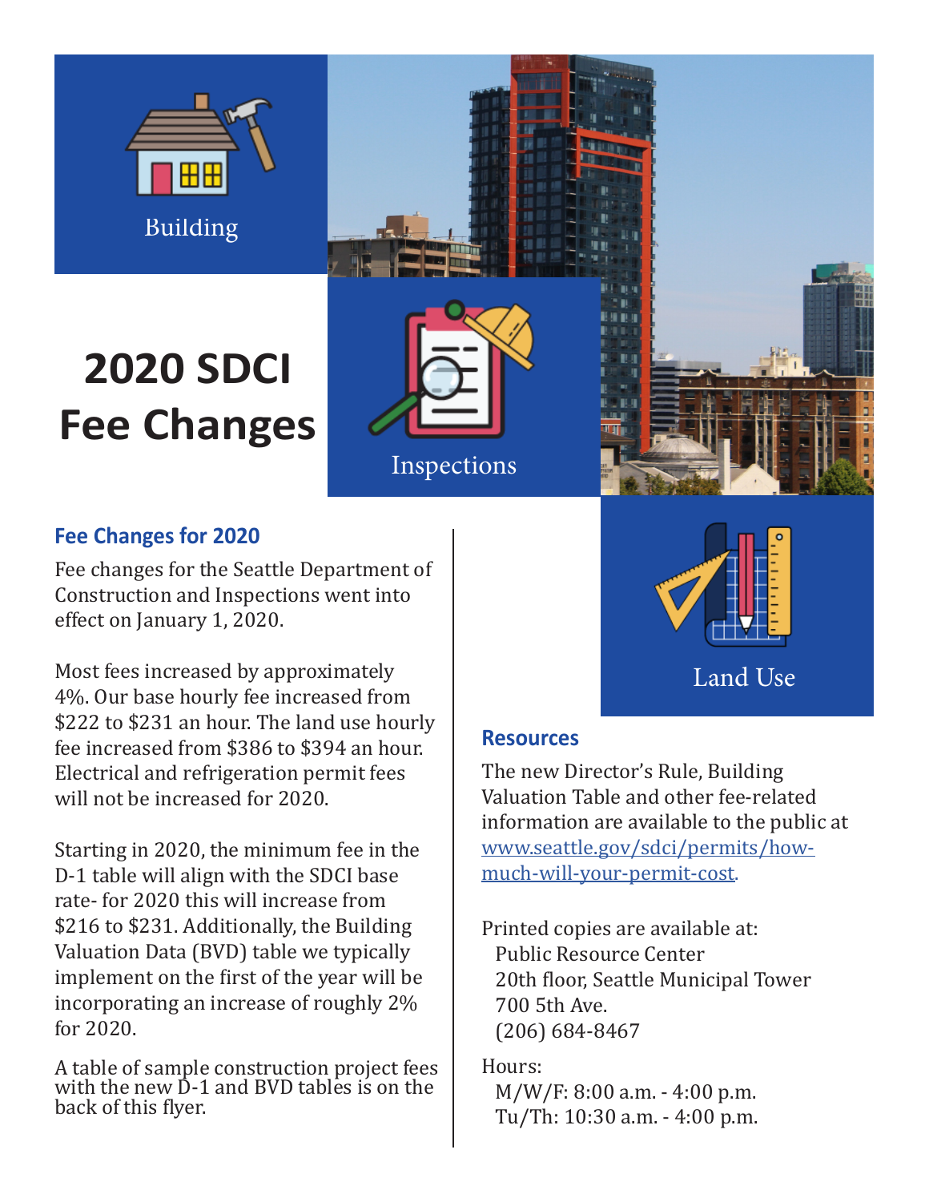Building

# 2020 SDCI Fee Changes

Inspections

Land Use

## Fee Changes for 2020

Fee changes for the Seattle Department of Construction and Inspections went into effect on January 1, 2020.

Most fees increased by approximately 4%. Our base hourly fee increased from $222 to $231 an hour. The land use hourly fee increased from $386 to $394 an hour. Electrical and refrigeration permit fees will not be increased for 2020.

Starting in 2020, the minimum fee in the D-1 table will align with the SDCI base rate- for 2020 this will increase from $216 to $231. Additionally, the Building Valuation Data (BVD) table we typically implement on the first of the year will be incorporating an increase of roughly 2% for 2020.

A table of sample construction project fees with the new D-1 and BVD tables is on the back of this flyer.

## Resources

The new Director's Rule, Building Valuation Table and other fee-related information are available to the public at [www.seattle.gov/sdci/permits/how-much-will-your-permit-cost](www.seattle.gov/sdci/permits/how-much-will-your-permit-cost).

Printed copies are available at:
Public Resource Center
20th floor, Seattle Municipal Tower
700 5th Ave.
(206) 684-8467

Hours:
M/W/F: 8:00 a.m. - 4:00 p.m.
Tu/Th: 10:30 a.m. - 4:00 p.m.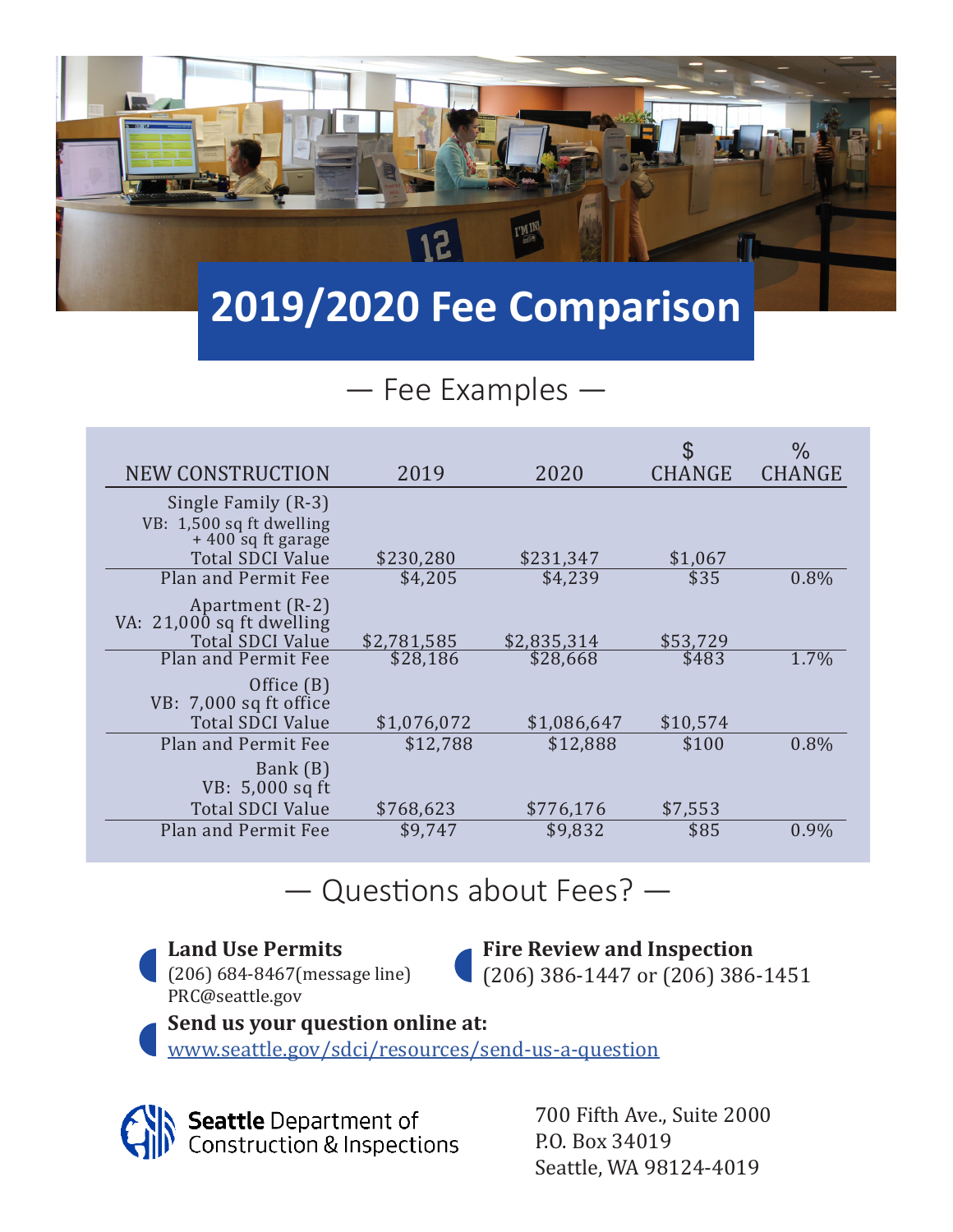# 2019/2020 Fee Comparison

## — Fee Examples —

| NEW CONSTRUCTION | 2019 | 2020 | $ CHANGE | % CHANGE |
|---|---|---|---|---|
| Single Family (R-3)<br>VB: 1,500 sq ft dwelling + 400 sq ft garage<br>Total SDCI Value | $230,280 | $231,347 | $1,067 | |
| Plan and Permit Fee | $4,205 | $4,239 | $35 | 0.8% |
| Apartment (R-2)<br>VA: 21,000 sq ft dwelling<br>Total SDCI Value | $2,781,585 | $2,835,314 | $53,729 | |
| Plan and Permit Fee | $28,186 | $28,668 | $483 | 1.7% |
| Office (B)<br>VB: 7,000 sq ft office<br>Total SDCI Value | $1,076,072 | $1,086,647 | $10,574 | |
| Plan and Permit Fee | $12,788 | $12,888 | $100 | 0.8% |
| Bank (B)<br>VB: 5,000 sq ft<br>Total SDCI Value | $768,623 | $776,176 | $7,553 | |
| Plan and Permit Fee | $9,747 | $9,832 | $85 | 0.9% |

## — Questions about Fees? —

**Land Use Permits**
(206) 684-8467(message line)
PRC@seattle.gov

**Fire Review and Inspection**
(206) 386-1447 or (206) 386-1451

**Send us your question online at:**
www.seattle.gov/sdci/resources/send-us-a-question

**Seattle** Department of Construction & Inspections

700 Fifth Ave., Suite 2000
P.O. Box 34019
Seattle, WA 98124-4019